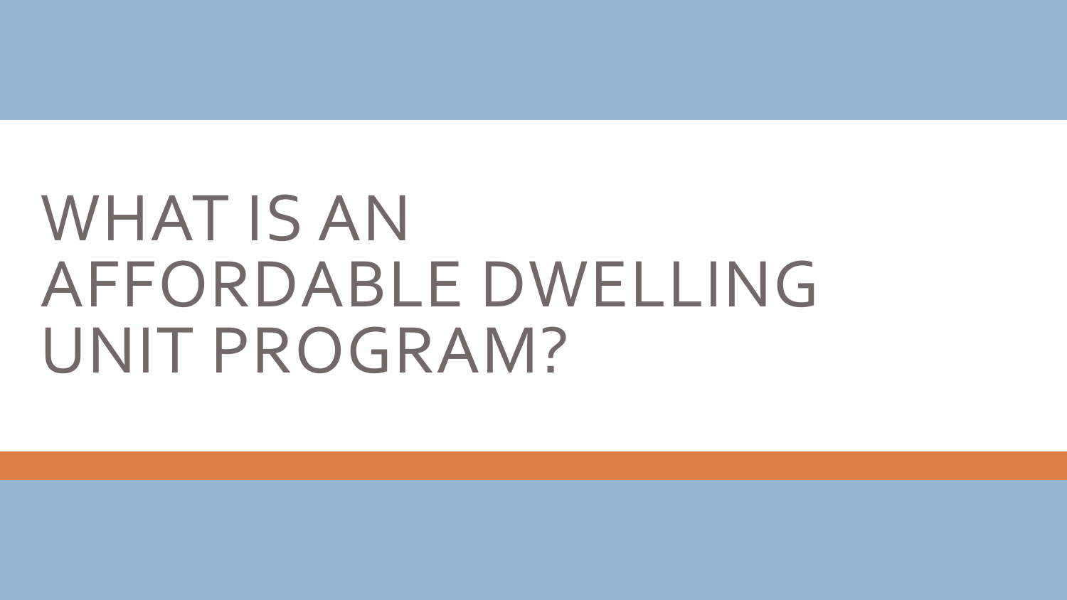# WHAT IS AN AFFORDABLE DWELLING UNIT PROGRAM?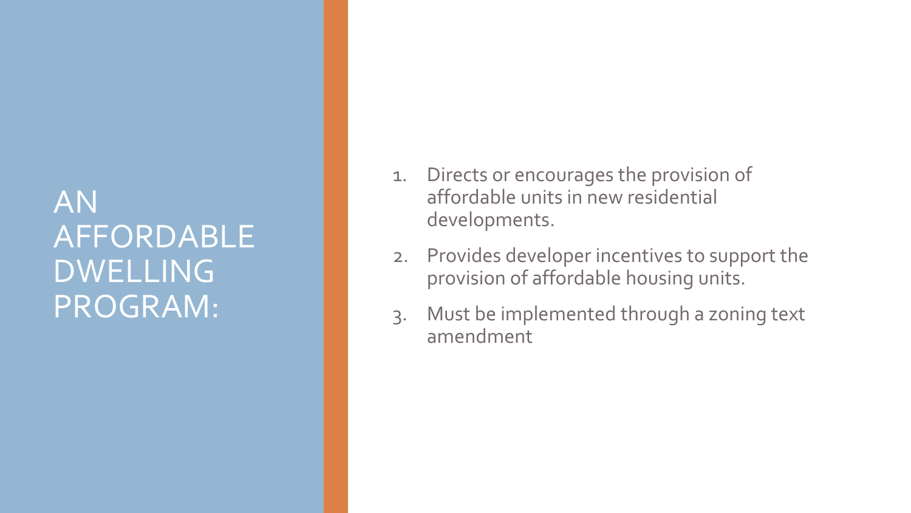# AN AFFORDABLE DWELLING PROGRAM:

1. Directs or encourages the provision of affordable units in new residential developments.
2. Provides developer incentives to support the provision of affordable housing units.
3. Must be implemented through a zoning text amendment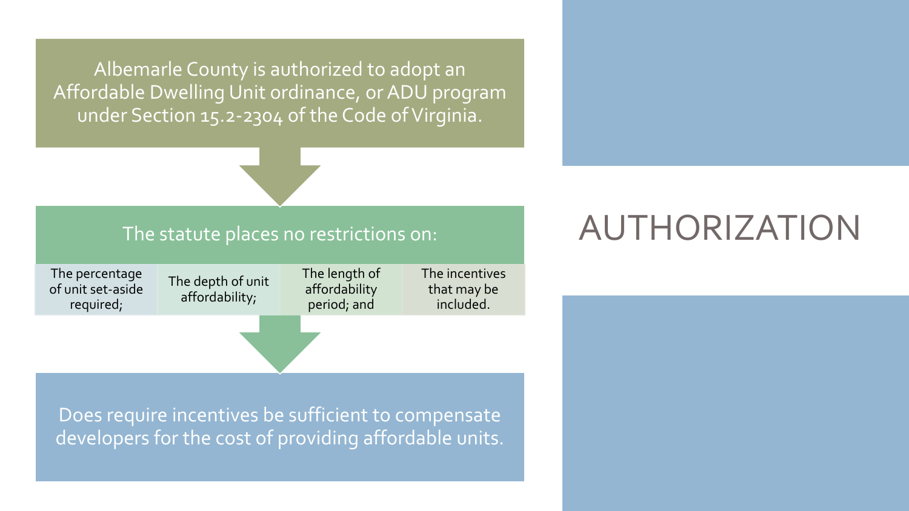# AUTHORIZATION

Albemarle County is authorized to adopt an Affordable Dwelling Unit ordinance, or ADU program under Section 15.2-2304 of the Code of Virginia.

The statute places no restrictions on:

- The percentage of unit set-aside required;
- The depth of unit affordability;
- The length of affordability period; and
- The incentives that may be included.

Does require incentives be sufficient to compensate developers for the cost of providing affordable units.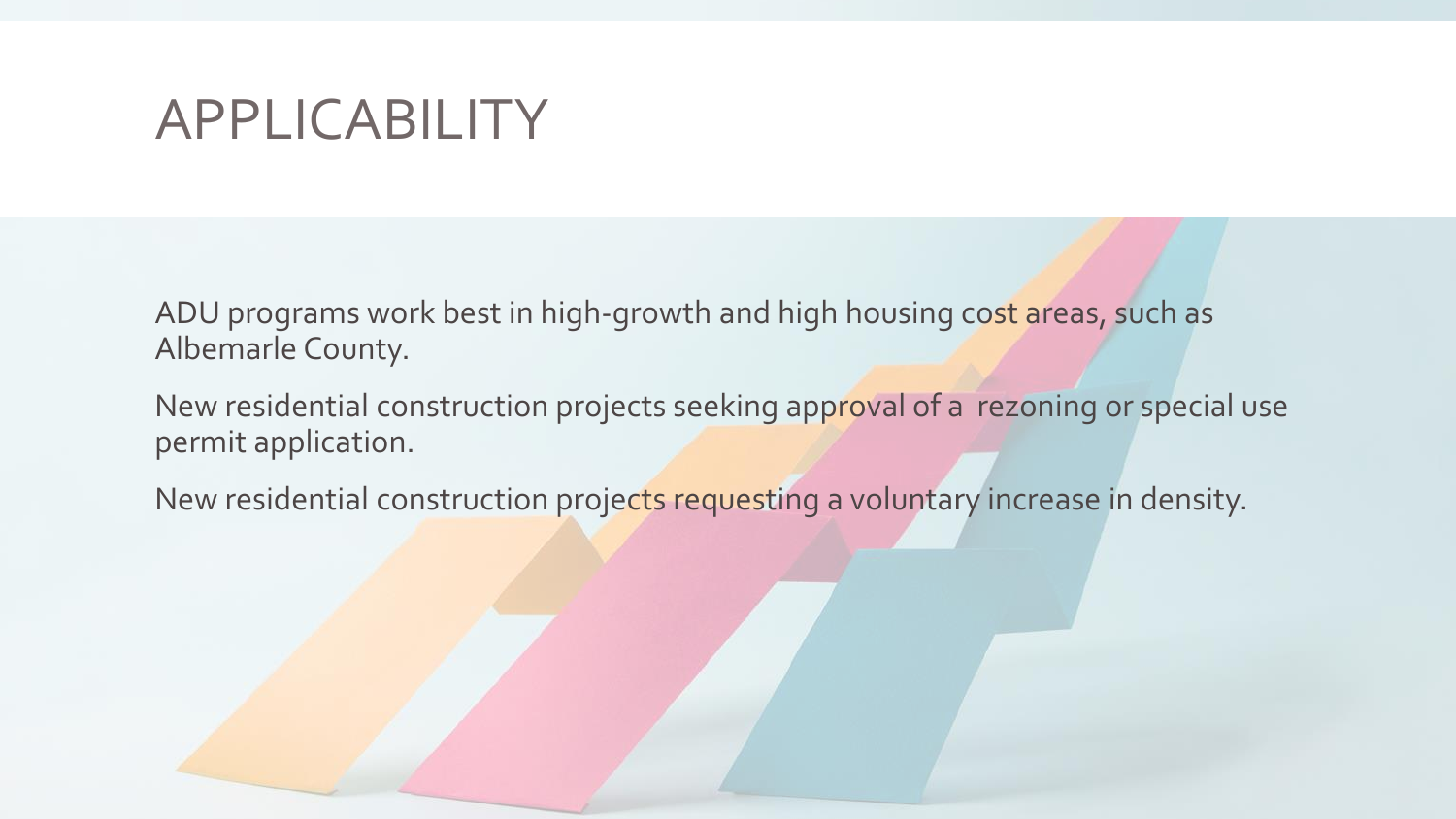# APPLICABILITY

ADU programs work best in high-growth and high housing cost areas, such as Albemarle County.

New residential construction projects seeking approval of a rezoning or special use permit application.

New residential construction projects requesting a voluntary increase in density.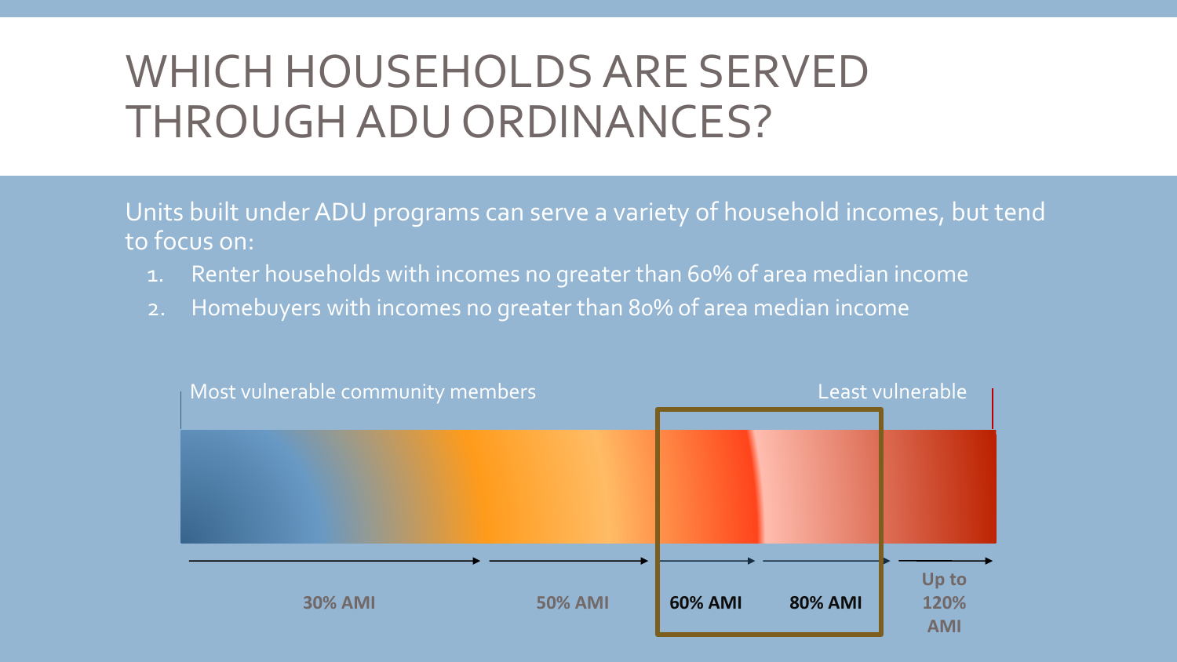# WHICH HOUSEHOLDS ARE SERVED THROUGH ADU ORDINANCES?

Units built under ADU programs can serve a variety of household incomes, but tend to focus on:

1. Renter households with incomes no greater than 60% of area median income
2. Homebuyers with incomes no greater than 80% of area median income

Most vulnerable community members — Least vulnerable

**30% AMI** → **50% AMI** → **60% AMI** → **80% AMI** → **Up to 120% AMI**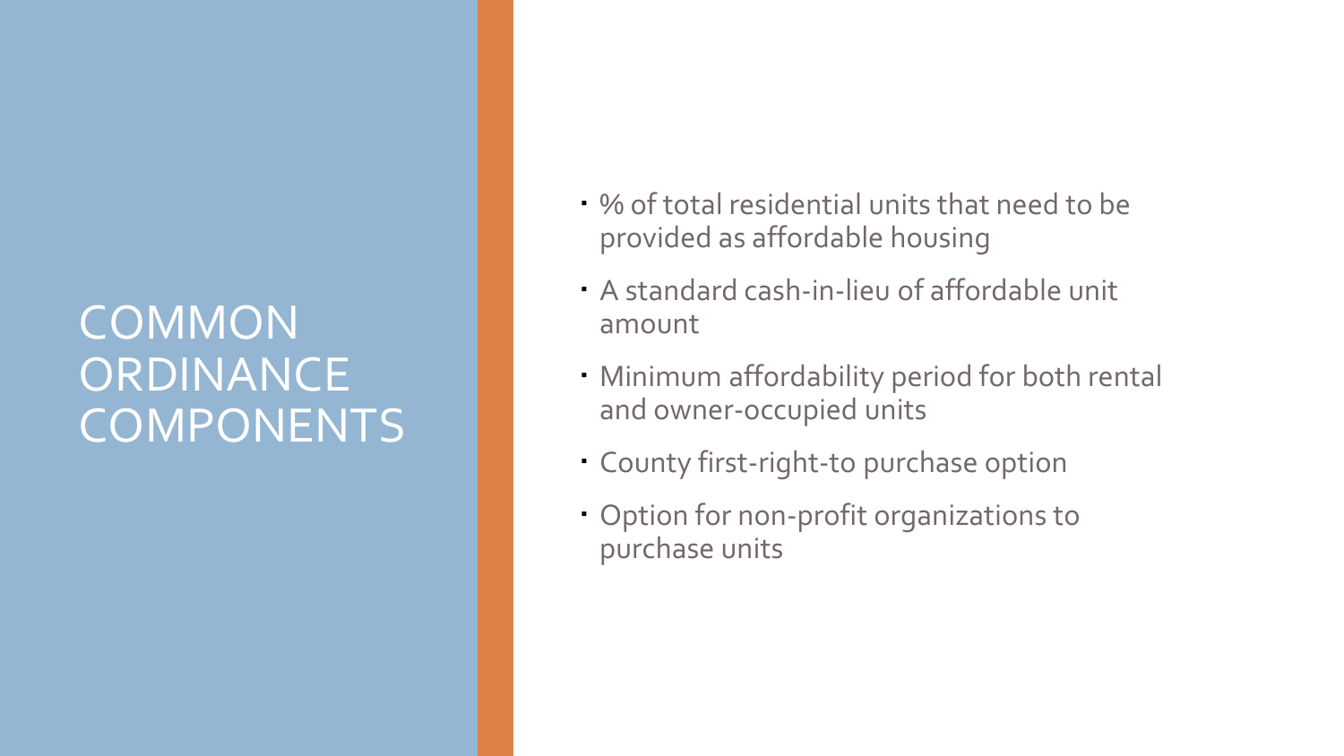# COMMON ORDINANCE COMPONENTS

- % of total residential units that need to be provided as affordable housing
- A standard cash-in-lieu of affordable unit amount
- Minimum affordability period for both rental and owner-occupied units
- County first-right-to purchase option
- Option for non-profit organizations to purchase units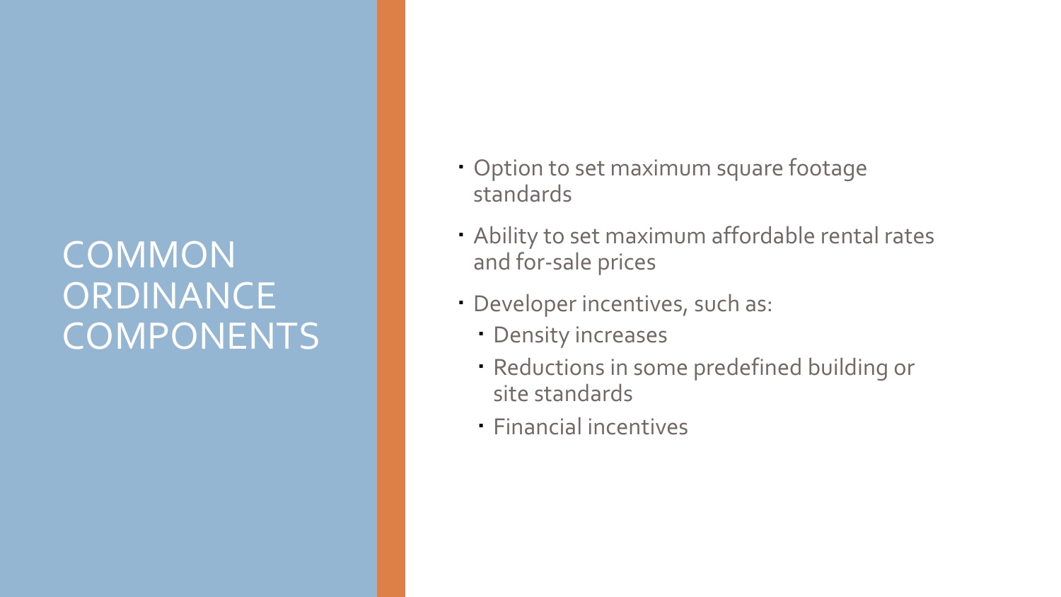# COMMON ORDINANCE COMPONENTS

- Option to set maximum square footage standards
- Ability to set maximum affordable rental rates and for-sale prices
- Developer incentives, such as:
  - Density increases
  - Reductions in some predefined building or site standards
  - Financial incentives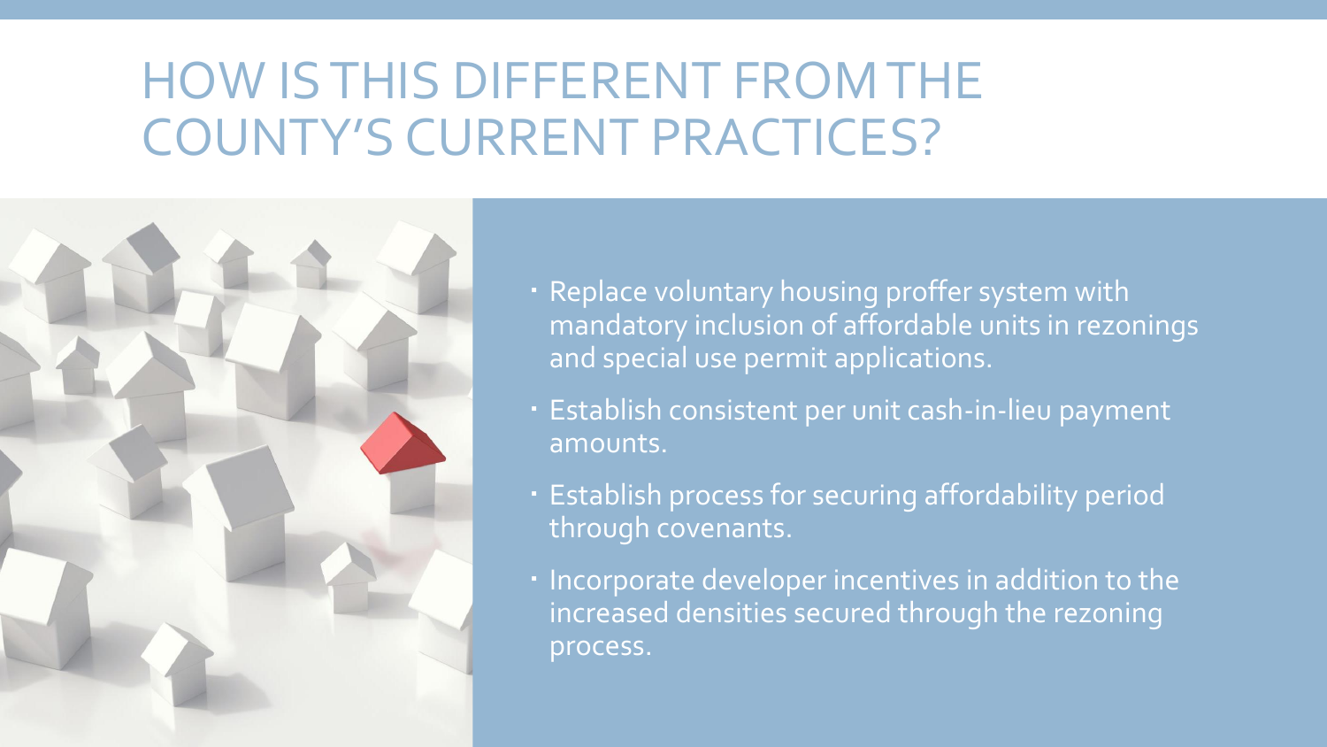# HOW IS THIS DIFFERENT FROM THE COUNTY'S CURRENT PRACTICES?

- Replace voluntary housing proffer system with mandatory inclusion of affordable units in rezonings and special use permit applications.
- Establish consistent per unit cash-in-lieu payment amounts.
- Establish process for securing affordability period through covenants.
- Incorporate developer incentives in addition to the increased densities secured through the rezoning process.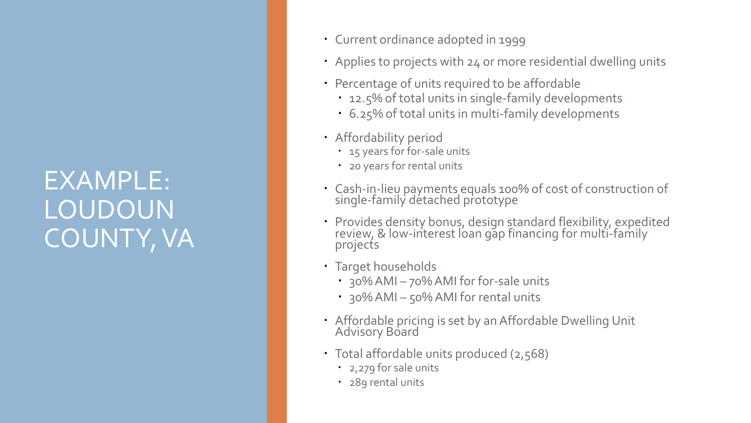# EXAMPLE: LOUDOUN COUNTY, VA

- Current ordinance adopted in 1999
- Applies to projects with 24 or more residential dwelling units
- Percentage of units required to be affordable
  - 12.5% of total units in single-family developments
  - 6.25% of total units in multi-family developments
- Affordability period
  - 15 years for for-sale units
  - 20 years for rental units
- Cash-in-lieu payments equals 100% of cost of construction of single-family detached prototype
- Provides density bonus, design standard flexibility, expedited review, & low-interest loan gap financing for multi-family projects
- Target households
  - 30% AMI – 70% AMI for for-sale units
  - 30% AMI – 50% AMI for rental units
- Affordable pricing is set by an Affordable Dwelling Unit Advisory Board
- Total affordable units produced (2,568)
  - 2,279 for sale units
  - 289 rental units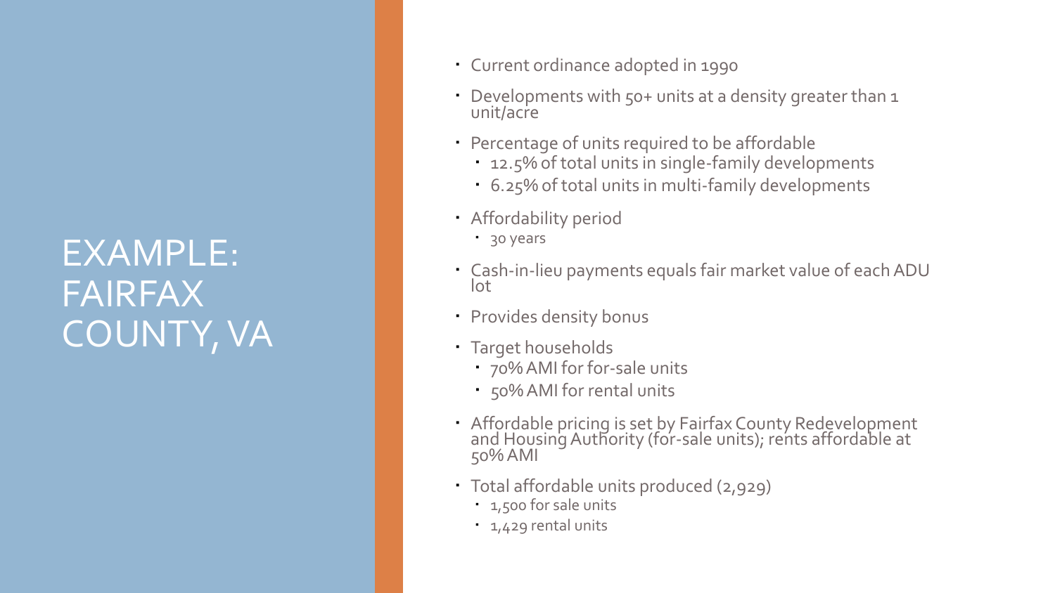# EXAMPLE: FAIRFAX COUNTY, VA

- Current ordinance adopted in 1990
- Developments with 50+ units at a density greater than 1 unit/acre
- Percentage of units required to be affordable
  - 12.5% of total units in single-family developments
  - 6.25% of total units in multi-family developments
- Affordability period
  - 30 years
- Cash-in-lieu payments equals fair market value of each ADU lot
- Provides density bonus
- Target households
  - 70% AMI for for-sale units
  - 50% AMI for rental units
- Affordable pricing is set by Fairfax County Redevelopment and Housing Authority (for-sale units); rents affordable at 50% AMI
- Total affordable units produced (2,929)
  - 1,500 for sale units
  - 1,429 rental units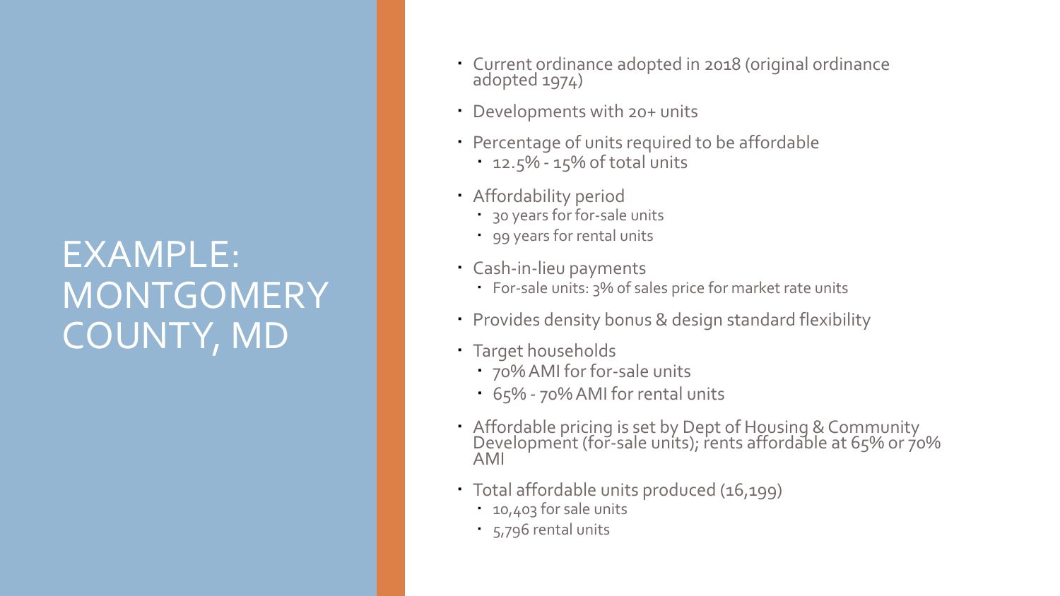# EXAMPLE: MONTGOMERY COUNTY, MD

- Current ordinance adopted in 2018 (original ordinance adopted 1974)
- Developments with 20+ units
- Percentage of units required to be affordable
  - 12.5% - 15% of total units
- Affordability period
  - 30 years for for-sale units
  - 99 years for rental units
- Cash-in-lieu payments
  - For-sale units: 3% of sales price for market rate units
- Provides density bonus & design standard flexibility
- Target households
  - 70% AMI for for-sale units
  - 65% - 70% AMI for rental units
- Affordable pricing is set by Dept of Housing & Community Development (for-sale units); rents affordable at 65% or 70% AMI
- Total affordable units produced (16,199)
  - 10,403 for sale units
  - 5,796 rental units